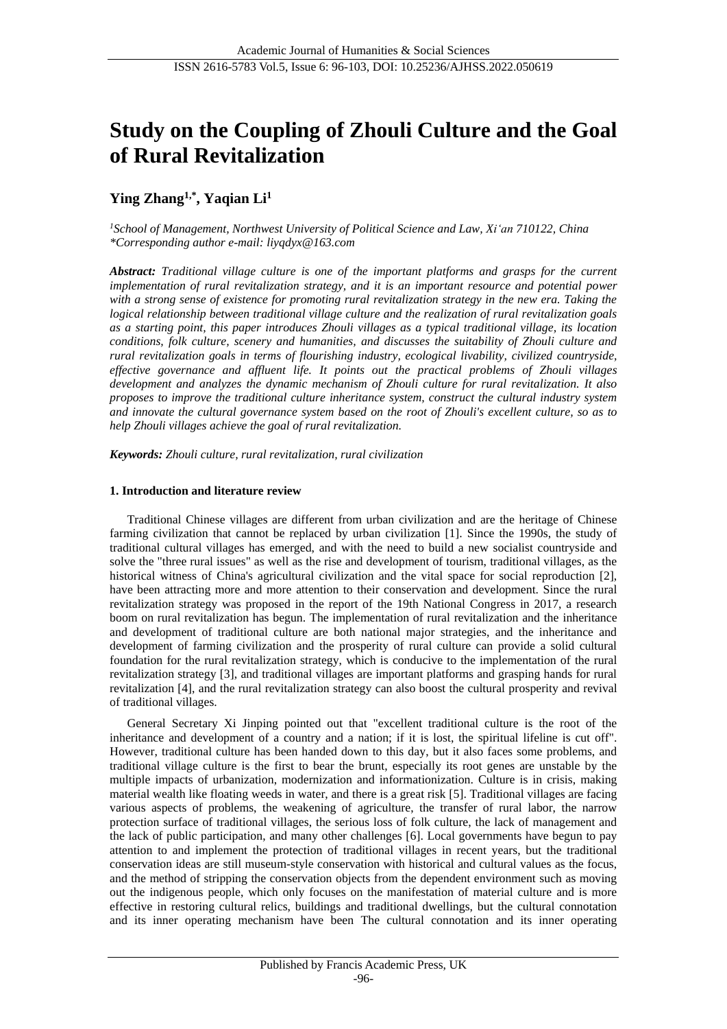# Study on the Coupling of Zhouli Culture and the Goal of Rural Revitalization

**Ying Zhang[1,*], Yaqian Li[1]**

*[1]School of Management, Northwest University of Political Science and Law, Xi'an 710122, China*
*\*Corresponding author e-mail: liyqdyx@163.com*

***Abstract:*** *Traditional village culture is one of the important platforms and grasps for the current implementation of rural revitalization strategy, and it is an important resource and potential power with a strong sense of existence for promoting rural revitalization strategy in the new era. Taking the logical relationship between traditional village culture and the realization of rural revitalization goals as a starting point, this paper introduces Zhouli villages as a typical traditional village, its location conditions, folk culture, scenery and humanities, and discusses the suitability of Zhouli culture and rural revitalization goals in terms of flourishing industry, ecological livability, civilized countryside, effective governance and affluent life. It points out the practical problems of Zhouli villages development and analyzes the dynamic mechanism of Zhouli culture for rural revitalization. It also proposes to improve the traditional culture inheritance system, construct the cultural industry system and innovate the cultural governance system based on the root of Zhouli's excellent culture, so as to help Zhouli villages achieve the goal of rural revitalization.*

***Keywords:*** *Zhouli culture, rural revitalization, rural civilization*

### 1. Introduction and literature review

Traditional Chinese villages are different from urban civilization and are the heritage of Chinese farming civilization that cannot be replaced by urban civilization [1]. Since the 1990s, the study of traditional cultural villages has emerged, and with the need to build a new socialist countryside and solve the "three rural issues" as well as the rise and development of tourism, traditional villages, as the historical witness of China's agricultural civilization and the vital space for social reproduction [2], have been attracting more and more attention to their conservation and development. Since the rural revitalization strategy was proposed in the report of the 19th National Congress in 2017, a research boom on rural revitalization has begun. The implementation of rural revitalization and the inheritance and development of traditional culture are both national major strategies, and the inheritance and development of farming civilization and the prosperity of rural culture can provide a solid cultural foundation for the rural revitalization strategy, which is conducive to the implementation of the rural revitalization strategy [3], and traditional villages are important platforms and grasping hands for rural revitalization [4], and the rural revitalization strategy can also boost the cultural prosperity and revival of traditional villages.

General Secretary Xi Jinping pointed out that "excellent traditional culture is the root of the inheritance and development of a country and a nation; if it is lost, the spiritual lifeline is cut off". However, traditional culture has been handed down to this day, but it also faces some problems, and traditional village culture is the first to bear the brunt, especially its root genes are unstable by the multiple impacts of urbanization, modernization and informationization. Culture is in crisis, making material wealth like floating weeds in water, and there is a great risk [5]. Traditional villages are facing various aspects of problems, the weakening of agriculture, the transfer of rural labor, the narrow protection surface of traditional villages, the serious loss of folk culture, the lack of management and the lack of public participation, and many other challenges [6]. Local governments have begun to pay attention to and implement the protection of traditional villages in recent years, but the traditional conservation ideas are still museum-style conservation with historical and cultural values as the focus, and the method of stripping the conservation objects from the dependent environment such as moving out the indigenous people, which only focuses on the manifestation of material culture and is more effective in restoring cultural relics, buildings and traditional dwellings, but the cultural connotation and its inner operating mechanism have been The cultural connotation and its inner operating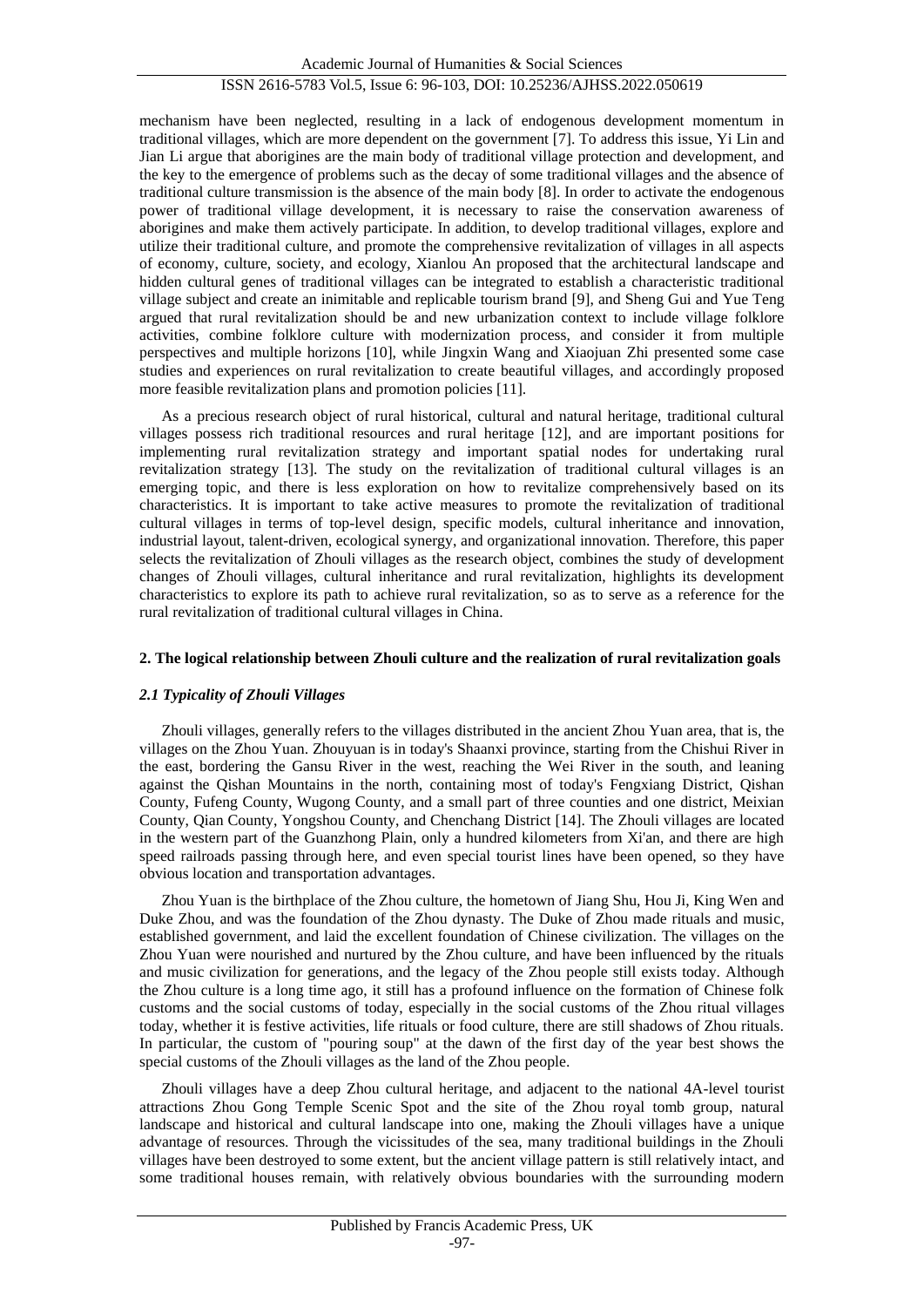mechanism have been neglected, resulting in a lack of endogenous development momentum in traditional villages, which are more dependent on the government [7]. To address this issue, Yi Lin and Jian Li argue that aborigines are the main body of traditional village protection and development, and the key to the emergence of problems such as the decay of some traditional villages and the absence of traditional culture transmission is the absence of the main body [8]. In order to activate the endogenous power of traditional village development, it is necessary to raise the conservation awareness of aborigines and make them actively participate. In addition, to develop traditional villages, explore and utilize their traditional culture, and promote the comprehensive revitalization of villages in all aspects of economy, culture, society, and ecology, Xianlou An proposed that the architectural landscape and hidden cultural genes of traditional villages can be integrated to establish a characteristic traditional village subject and create an inimitable and replicable tourism brand [9], and Sheng Gui and Yue Teng argued that rural revitalization should be and new urbanization context to include village folklore activities, combine folklore culture with modernization process, and consider it from multiple perspectives and multiple horizons [10], while Jingxin Wang and Xiaojuan Zhi presented some case studies and experiences on rural revitalization to create beautiful villages, and accordingly proposed more feasible revitalization plans and promotion policies [11].

As a precious research object of rural historical, cultural and natural heritage, traditional cultural villages possess rich traditional resources and rural heritage [12], and are important positions for implementing rural revitalization strategy and important spatial nodes for undertaking rural revitalization strategy [13]. The study on the revitalization of traditional cultural villages is an emerging topic, and there is less exploration on how to revitalize comprehensively based on its characteristics. It is important to take active measures to promote the revitalization of traditional cultural villages in terms of top-level design, specific models, cultural inheritance and innovation, industrial layout, talent-driven, ecological synergy, and organizational innovation. Therefore, this paper selects the revitalization of Zhouli villages as the research object, combines the study of development changes of Zhouli villages, cultural inheritance and rural revitalization, highlights its development characteristics to explore its path to achieve rural revitalization, so as to serve as a reference for the rural revitalization of traditional cultural villages in China.

## 2. The logical relationship between Zhouli culture and the realization of rural revitalization goals

### *2.1 Typicality of Zhouli Villages*

Zhouli villages, generally refers to the villages distributed in the ancient Zhou Yuan area, that is, the villages on the Zhou Yuan. Zhouyuan is in today's Shaanxi province, starting from the Chishui River in the east, bordering the Gansu River in the west, reaching the Wei River in the south, and leaning against the Qishan Mountains in the north, containing most of today's Fengxiang District, Qishan County, Fufeng County, Wugong County, and a small part of three counties and one district, Meixian County, Qian County, Yongshou County, and Chenchang District [14]. The Zhouli villages are located in the western part of the Guanzhong Plain, only a hundred kilometers from Xi'an, and there are high speed railroads passing through here, and even special tourist lines have been opened, so they have obvious location and transportation advantages.

Zhou Yuan is the birthplace of the Zhou culture, the hometown of Jiang Shu, Hou Ji, King Wen and Duke Zhou, and was the foundation of the Zhou dynasty. The Duke of Zhou made rituals and music, established government, and laid the excellent foundation of Chinese civilization. The villages on the Zhou Yuan were nourished and nurtured by the Zhou culture, and have been influenced by the rituals and music civilization for generations, and the legacy of the Zhou people still exists today. Although the Zhou culture is a long time ago, it still has a profound influence on the formation of Chinese folk customs and the social customs of today, especially in the social customs of the Zhou ritual villages today, whether it is festive activities, life rituals or food culture, there are still shadows of Zhou rituals. In particular, the custom of "pouring soup" at the dawn of the first day of the year best shows the special customs of the Zhouli villages as the land of the Zhou people.

Zhouli villages have a deep Zhou cultural heritage, and adjacent to the national 4A-level tourist attractions Zhou Gong Temple Scenic Spot and the site of the Zhou royal tomb group, natural landscape and historical and cultural landscape into one, making the Zhouli villages have a unique advantage of resources. Through the vicissitudes of the sea, many traditional buildings in the Zhouli villages have been destroyed to some extent, but the ancient village pattern is still relatively intact, and some traditional houses remain, with relatively obvious boundaries with the surrounding modern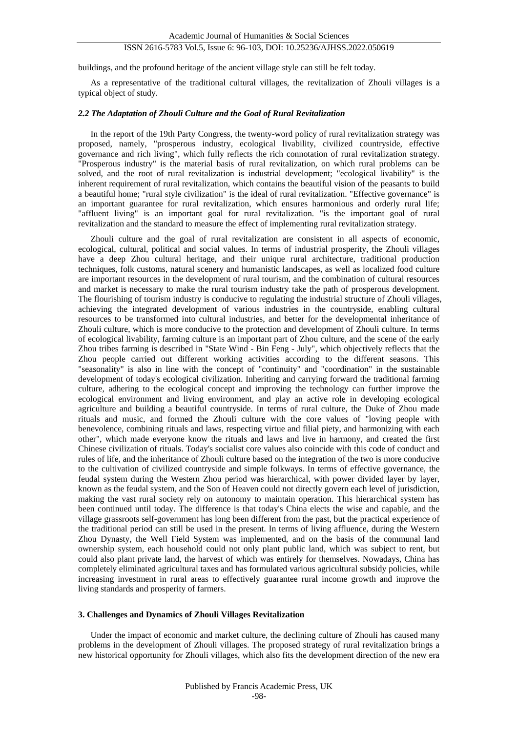buildings, and the profound heritage of the ancient village style can still be felt today.

As a representative of the traditional cultural villages, the revitalization of Zhouli villages is a typical object of study.

### *2.2 The Adaptation of Zhouli Culture and the Goal of Rural Revitalization*

In the report of the 19th Party Congress, the twenty-word policy of rural revitalization strategy was proposed, namely, "prosperous industry, ecological livability, civilized countryside, effective governance and rich living", which fully reflects the rich connotation of rural revitalization strategy. "Prosperous industry" is the material basis of rural revitalization, on which rural problems can be solved, and the root of rural revitalization is industrial development; "ecological livability" is the inherent requirement of rural revitalization, which contains the beautiful vision of the peasants to build a beautiful home; "rural style civilization" is the ideal of rural revitalization. "Effective governance" is an important guarantee for rural revitalization, which ensures harmonious and orderly rural life; "affluent living" is an important goal for rural revitalization. "is the important goal of rural revitalization and the standard to measure the effect of implementing rural revitalization strategy.

Zhouli culture and the goal of rural revitalization are consistent in all aspects of economic, ecological, cultural, political and social values. In terms of industrial prosperity, the Zhouli villages have a deep Zhou cultural heritage, and their unique rural architecture, traditional production techniques, folk customs, natural scenery and humanistic landscapes, as well as localized food culture are important resources in the development of rural tourism, and the combination of cultural resources and market is necessary to make the rural tourism industry take the path of prosperous development. The flourishing of tourism industry is conducive to regulating the industrial structure of Zhouli villages, achieving the integrated development of various industries in the countryside, enabling cultural resources to be transformed into cultural industries, and better for the developmental inheritance of Zhouli culture, which is more conducive to the protection and development of Zhouli culture. In terms of ecological livability, farming culture is an important part of Zhou culture, and the scene of the early Zhou tribes farming is described in "State Wind - Bin Feng - July", which objectively reflects that the Zhou people carried out different working activities according to the different seasons. This "seasonality" is also in line with the concept of "continuity" and "coordination" in the sustainable development of today's ecological civilization. Inheriting and carrying forward the traditional farming culture, adhering to the ecological concept and improving the technology can further improve the ecological environment and living environment, and play an active role in developing ecological agriculture and building a beautiful countryside. In terms of rural culture, the Duke of Zhou made rituals and music, and formed the Zhouli culture with the core values of "loving people with benevolence, combining rituals and laws, respecting virtue and filial piety, and harmonizing with each other", which made everyone know the rituals and laws and live in harmony, and created the first Chinese civilization of rituals. Today's socialist core values also coincide with this code of conduct and rules of life, and the inheritance of Zhouli culture based on the integration of the two is more conducive to the cultivation of civilized countryside and simple folkways. In terms of effective governance, the feudal system during the Western Zhou period was hierarchical, with power divided layer by layer, known as the feudal system, and the Son of Heaven could not directly govern each level of jurisdiction, making the vast rural society rely on autonomy to maintain operation. This hierarchical system has been continued until today. The difference is that today's China elects the wise and capable, and the village grassroots self-government has long been different from the past, but the practical experience of the traditional period can still be used in the present. In terms of living affluence, during the Western Zhou Dynasty, the Well Field System was implemented, and on the basis of the communal land ownership system, each household could not only plant public land, which was subject to rent, but could also plant private land, the harvest of which was entirely for themselves. Nowadays, China has completely eliminated agricultural taxes and has formulated various agricultural subsidy policies, while increasing investment in rural areas to effectively guarantee rural income growth and improve the living standards and prosperity of farmers.

## 3. Challenges and Dynamics of Zhouli Villages Revitalization

Under the impact of economic and market culture, the declining culture of Zhouli has caused many problems in the development of Zhouli villages. The proposed strategy of rural revitalization brings a new historical opportunity for Zhouli villages, which also fits the development direction of the new era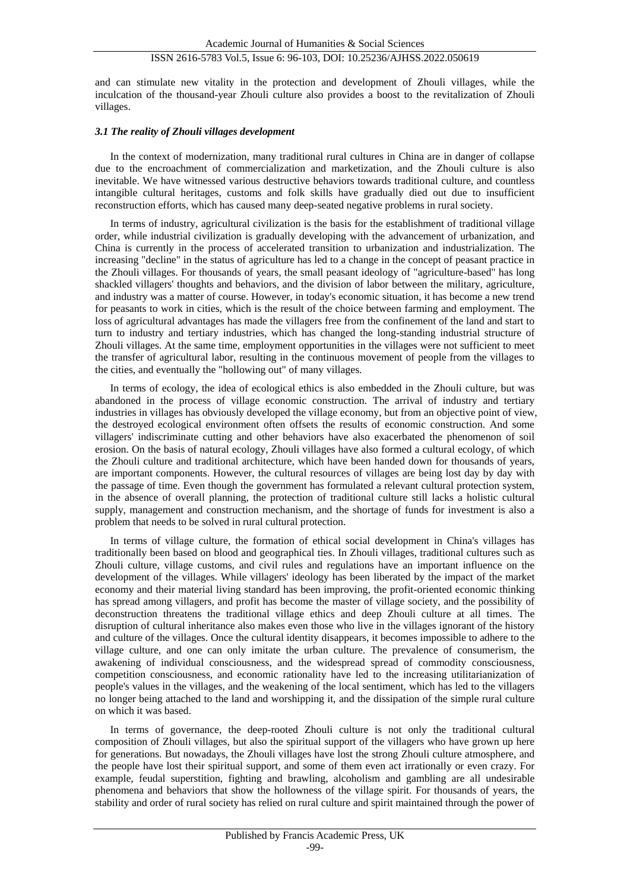and can stimulate new vitality in the protection and development of Zhouli villages, while the inculcation of the thousand-year Zhouli culture also provides a boost to the revitalization of Zhouli villages.

### *3.1 The reality of Zhouli villages development*

In the context of modernization, many traditional rural cultures in China are in danger of collapse due to the encroachment of commercialization and marketization, and the Zhouli culture is also inevitable. We have witnessed various destructive behaviors towards traditional culture, and countless intangible cultural heritages, customs and folk skills have gradually died out due to insufficient reconstruction efforts, which has caused many deep-seated negative problems in rural society.

In terms of industry, agricultural civilization is the basis for the establishment of traditional village order, while industrial civilization is gradually developing with the advancement of urbanization, and China is currently in the process of accelerated transition to urbanization and industrialization. The increasing "decline" in the status of agriculture has led to a change in the concept of peasant practice in the Zhouli villages. For thousands of years, the small peasant ideology of "agriculture-based" has long shackled villagers' thoughts and behaviors, and the division of labor between the military, agriculture, and industry was a matter of course. However, in today's economic situation, it has become a new trend for peasants to work in cities, which is the result of the choice between farming and employment. The loss of agricultural advantages has made the villagers free from the confinement of the land and start to turn to industry and tertiary industries, which has changed the long-standing industrial structure of Zhouli villages. At the same time, employment opportunities in the villages were not sufficient to meet the transfer of agricultural labor, resulting in the continuous movement of people from the villages to the cities, and eventually the "hollowing out" of many villages.

In terms of ecology, the idea of ecological ethics is also embedded in the Zhouli culture, but was abandoned in the process of village economic construction. The arrival of industry and tertiary industries in villages has obviously developed the village economy, but from an objective point of view, the destroyed ecological environment often offsets the results of economic construction. And some villagers' indiscriminate cutting and other behaviors have also exacerbated the phenomenon of soil erosion. On the basis of natural ecology, Zhouli villages have also formed a cultural ecology, of which the Zhouli culture and traditional architecture, which have been handed down for thousands of years, are important components. However, the cultural resources of villages are being lost day by day with the passage of time. Even though the government has formulated a relevant cultural protection system, in the absence of overall planning, the protection of traditional culture still lacks a holistic cultural supply, management and construction mechanism, and the shortage of funds for investment is also a problem that needs to be solved in rural cultural protection.

In terms of village culture, the formation of ethical social development in China's villages has traditionally been based on blood and geographical ties. In Zhouli villages, traditional cultures such as Zhouli culture, village customs, and civil rules and regulations have an important influence on the development of the villages. While villagers' ideology has been liberated by the impact of the market economy and their material living standard has been improving, the profit-oriented economic thinking has spread among villagers, and profit has become the master of village society, and the possibility of deconstruction threatens the traditional village ethics and deep Zhouli culture at all times. The disruption of cultural inheritance also makes even those who live in the villages ignorant of the history and culture of the villages. Once the cultural identity disappears, it becomes impossible to adhere to the village culture, and one can only imitate the urban culture. The prevalence of consumerism, the awakening of individual consciousness, and the widespread spread of commodity consciousness, competition consciousness, and economic rationality have led to the increasing utilitarianization of people's values in the villages, and the weakening of the local sentiment, which has led to the villagers no longer being attached to the land and worshipping it, and the dissipation of the simple rural culture on which it was based.

In terms of governance, the deep-rooted Zhouli culture is not only the traditional cultural composition of Zhouli villages, but also the spiritual support of the villagers who have grown up here for generations. But nowadays, the Zhouli villages have lost the strong Zhouli culture atmosphere, and the people have lost their spiritual support, and some of them even act irrationally or even crazy. For example, feudal superstition, fighting and brawling, alcoholism and gambling are all undesirable phenomena and behaviors that show the hollowness of the village spirit. For thousands of years, the stability and order of rural society has relied on rural culture and spirit maintained through the power of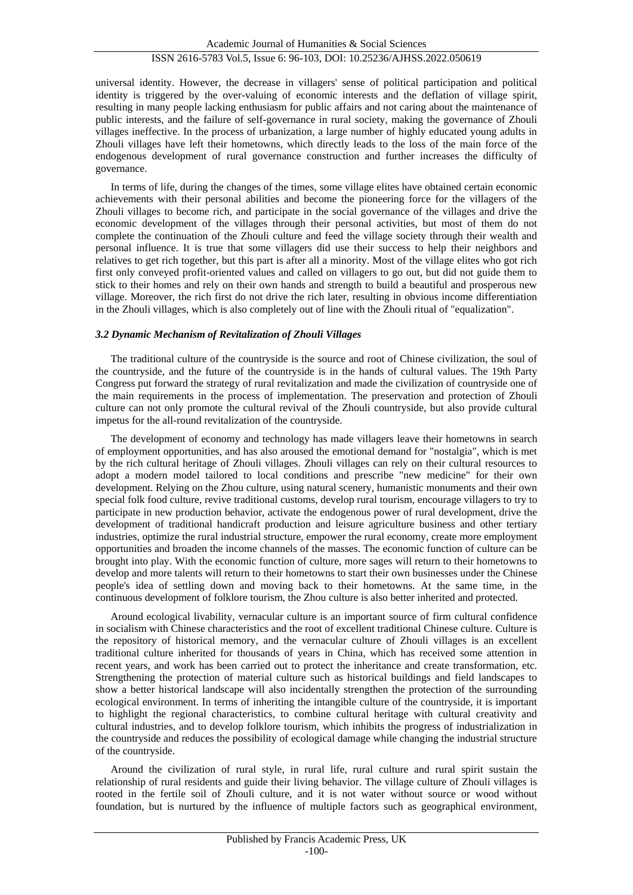universal identity. However, the decrease in villagers' sense of political participation and political identity is triggered by the over-valuing of economic interests and the deflation of village spirit, resulting in many people lacking enthusiasm for public affairs and not caring about the maintenance of public interests, and the failure of self-governance in rural society, making the governance of Zhouli villages ineffective. In the process of urbanization, a large number of highly educated young adults in Zhouli villages have left their hometowns, which directly leads to the loss of the main force of the endogenous development of rural governance construction and further increases the difficulty of governance.

In terms of life, during the changes of the times, some village elites have obtained certain economic achievements with their personal abilities and become the pioneering force for the villagers of the Zhouli villages to become rich, and participate in the social governance of the villages and drive the economic development of the villages through their personal activities, but most of them do not complete the continuation of the Zhouli culture and feed the village society through their wealth and personal influence. It is true that some villagers did use their success to help their neighbors and relatives to get rich together, but this part is after all a minority. Most of the village elites who got rich first only conveyed profit-oriented values and called on villagers to go out, but did not guide them to stick to their homes and rely on their own hands and strength to build a beautiful and prosperous new village. Moreover, the rich first do not drive the rich later, resulting in obvious income differentiation in the Zhouli villages, which is also completely out of line with the Zhouli ritual of "equalization".

### *3.2 Dynamic Mechanism of Revitalization of Zhouli Villages*

The traditional culture of the countryside is the source and root of Chinese civilization, the soul of the countryside, and the future of the countryside is in the hands of cultural values. The 19th Party Congress put forward the strategy of rural revitalization and made the civilization of countryside one of the main requirements in the process of implementation. The preservation and protection of Zhouli culture can not only promote the cultural revival of the Zhouli countryside, but also provide cultural impetus for the all-round revitalization of the countryside.

The development of economy and technology has made villagers leave their hometowns in search of employment opportunities, and has also aroused the emotional demand for "nostalgia", which is met by the rich cultural heritage of Zhouli villages. Zhouli villages can rely on their cultural resources to adopt a modern model tailored to local conditions and prescribe "new medicine" for their own development. Relying on the Zhou culture, using natural scenery, humanistic monuments and their own special folk food culture, revive traditional customs, develop rural tourism, encourage villagers to try to participate in new production behavior, activate the endogenous power of rural development, drive the development of traditional handicraft production and leisure agriculture business and other tertiary industries, optimize the rural industrial structure, empower the rural economy, create more employment opportunities and broaden the income channels of the masses. The economic function of culture can be brought into play. With the economic function of culture, more sages will return to their hometowns to develop and more talents will return to their hometowns to start their own businesses under the Chinese people's idea of settling down and moving back to their hometowns. At the same time, in the continuous development of folklore tourism, the Zhou culture is also better inherited and protected.

Around ecological livability, vernacular culture is an important source of firm cultural confidence in socialism with Chinese characteristics and the root of excellent traditional Chinese culture. Culture is the repository of historical memory, and the vernacular culture of Zhouli villages is an excellent traditional culture inherited for thousands of years in China, which has received some attention in recent years, and work has been carried out to protect the inheritance and create transformation, etc. Strengthening the protection of material culture such as historical buildings and field landscapes to show a better historical landscape will also incidentally strengthen the protection of the surrounding ecological environment. In terms of inheriting the intangible culture of the countryside, it is important to highlight the regional characteristics, to combine cultural heritage with cultural creativity and cultural industries, and to develop folklore tourism, which inhibits the progress of industrialization in the countryside and reduces the possibility of ecological damage while changing the industrial structure of the countryside.

Around the civilization of rural style, in rural life, rural culture and rural spirit sustain the relationship of rural residents and guide their living behavior. The village culture of Zhouli villages is rooted in the fertile soil of Zhouli culture, and it is not water without source or wood without foundation, but is nurtured by the influence of multiple factors such as geographical environment,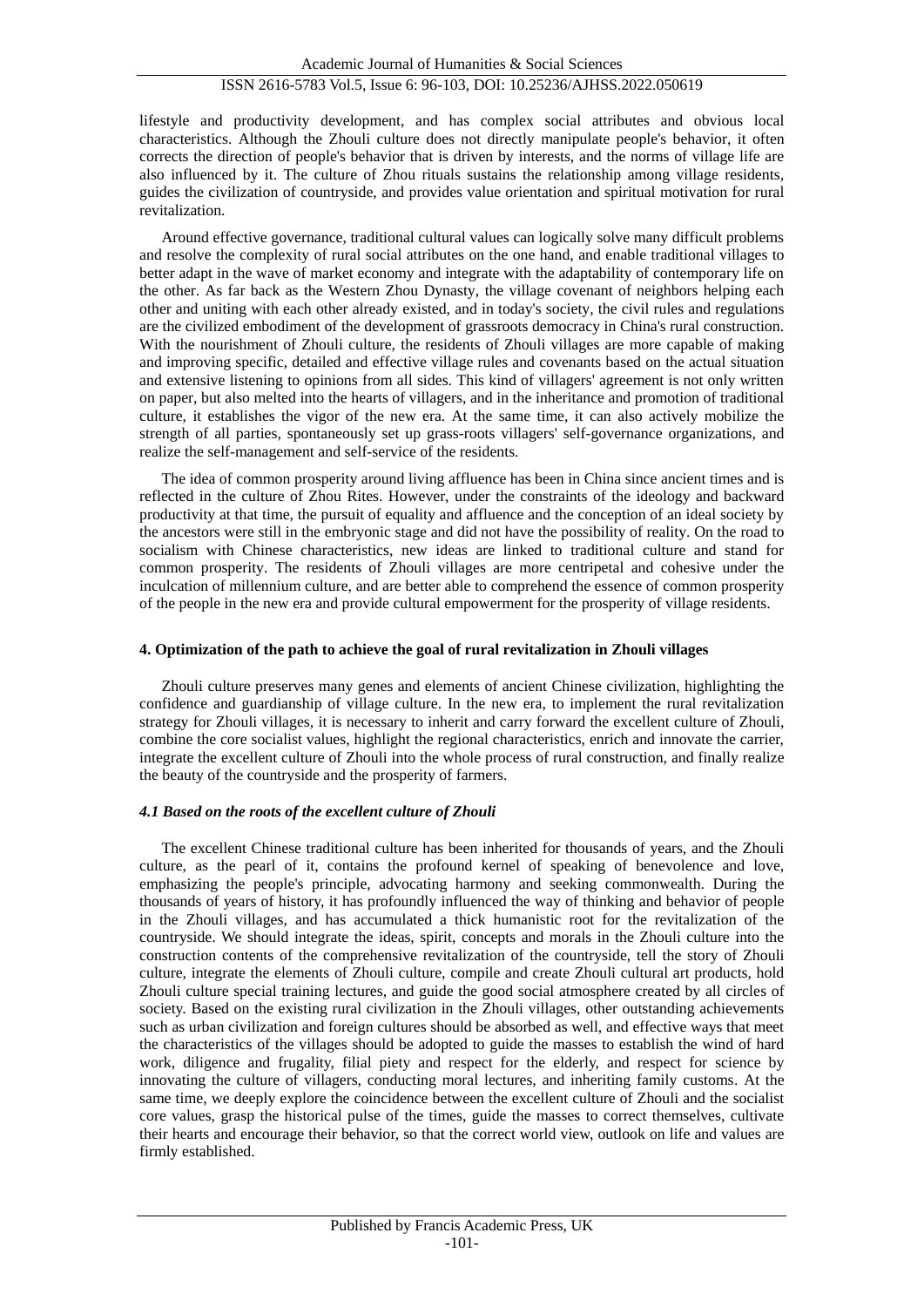lifestyle and productivity development, and has complex social attributes and obvious local characteristics. Although the Zhouli culture does not directly manipulate people's behavior, it often corrects the direction of people's behavior that is driven by interests, and the norms of village life are also influenced by it. The culture of Zhou rituals sustains the relationship among village residents, guides the civilization of countryside, and provides value orientation and spiritual motivation for rural revitalization.

Around effective governance, traditional cultural values can logically solve many difficult problems and resolve the complexity of rural social attributes on the one hand, and enable traditional villages to better adapt in the wave of market economy and integrate with the adaptability of contemporary life on the other. As far back as the Western Zhou Dynasty, the village covenant of neighbors helping each other and uniting with each other already existed, and in today's society, the civil rules and regulations are the civilized embodiment of the development of grassroots democracy in China's rural construction. With the nourishment of Zhouli culture, the residents of Zhouli villages are more capable of making and improving specific, detailed and effective village rules and covenants based on the actual situation and extensive listening to opinions from all sides. This kind of villagers' agreement is not only written on paper, but also melted into the hearts of villagers, and in the inheritance and promotion of traditional culture, it establishes the vigor of the new era. At the same time, it can also actively mobilize the strength of all parties, spontaneously set up grass-roots villagers' self-governance organizations, and realize the self-management and self-service of the residents.

The idea of common prosperity around living affluence has been in China since ancient times and is reflected in the culture of Zhou Rites. However, under the constraints of the ideology and backward productivity at that time, the pursuit of equality and affluence and the conception of an ideal society by the ancestors were still in the embryonic stage and did not have the possibility of reality. On the road to socialism with Chinese characteristics, new ideas are linked to traditional culture and stand for common prosperity. The residents of Zhouli villages are more centripetal and cohesive under the inculcation of millennium culture, and are better able to comprehend the essence of common prosperity of the people in the new era and provide cultural empowerment for the prosperity of village residents.

## 4. Optimization of the path to achieve the goal of rural revitalization in Zhouli villages

Zhouli culture preserves many genes and elements of ancient Chinese civilization, highlighting the confidence and guardianship of village culture. In the new era, to implement the rural revitalization strategy for Zhouli villages, it is necessary to inherit and carry forward the excellent culture of Zhouli, combine the core socialist values, highlight the regional characteristics, enrich and innovate the carrier, integrate the excellent culture of Zhouli into the whole process of rural construction, and finally realize the beauty of the countryside and the prosperity of farmers.

### *4.1 Based on the roots of the excellent culture of Zhouli*

The excellent Chinese traditional culture has been inherited for thousands of years, and the Zhouli culture, as the pearl of it, contains the profound kernel of speaking of benevolence and love, emphasizing the people's principle, advocating harmony and seeking commonwealth. During the thousands of years of history, it has profoundly influenced the way of thinking and behavior of people in the Zhouli villages, and has accumulated a thick humanistic root for the revitalization of the countryside. We should integrate the ideas, spirit, concepts and morals in the Zhouli culture into the construction contents of the comprehensive revitalization of the countryside, tell the story of Zhouli culture, integrate the elements of Zhouli culture, compile and create Zhouli cultural art products, hold Zhouli culture special training lectures, and guide the good social atmosphere created by all circles of society. Based on the existing rural civilization in the Zhouli villages, other outstanding achievements such as urban civilization and foreign cultures should be absorbed as well, and effective ways that meet the characteristics of the villages should be adopted to guide the masses to establish the wind of hard work, diligence and frugality, filial piety and respect for the elderly, and respect for science by innovating the culture of villagers, conducting moral lectures, and inheriting family customs. At the same time, we deeply explore the coincidence between the excellent culture of Zhouli and the socialist core values, grasp the historical pulse of the times, guide the masses to correct themselves, cultivate their hearts and encourage their behavior, so that the correct world view, outlook on life and values are firmly established.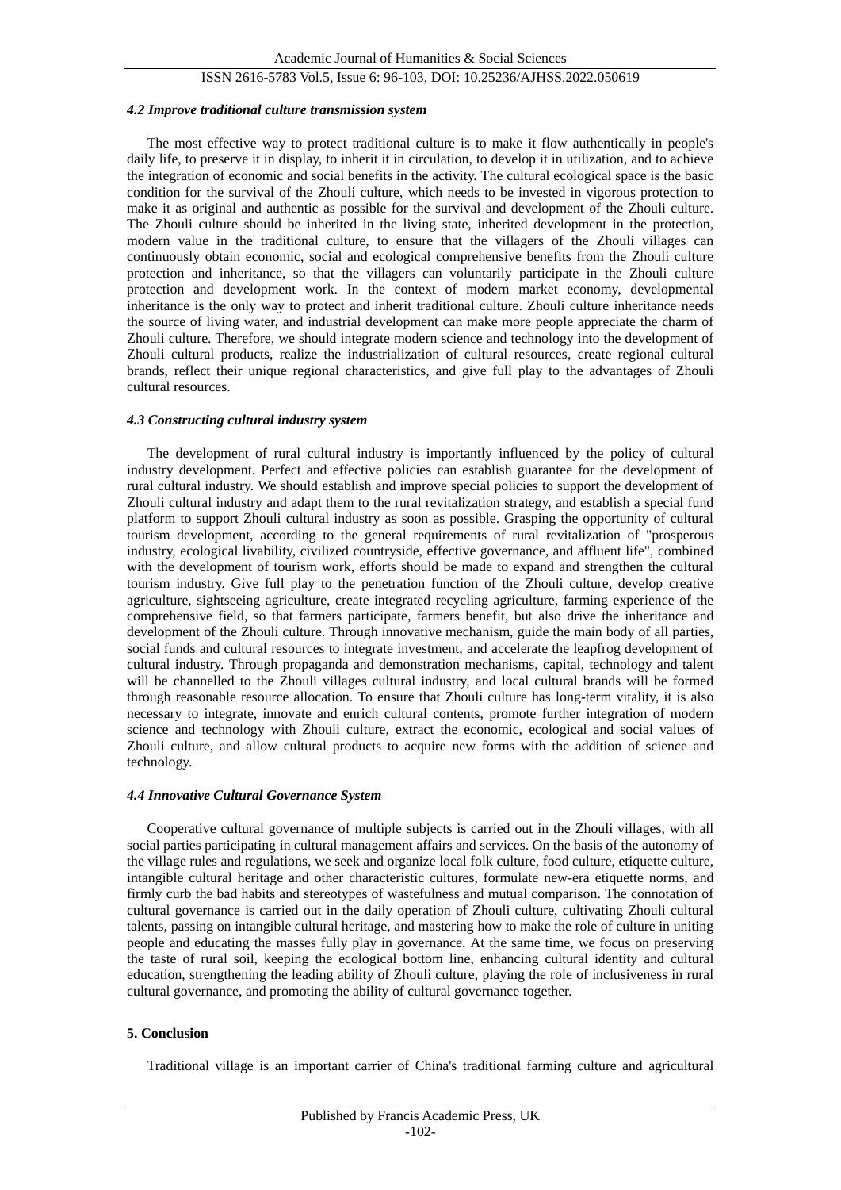### *4.2 Improve traditional culture transmission system*

The most effective way to protect traditional culture is to make it flow authentically in people's daily life, to preserve it in display, to inherit it in circulation, to develop it in utilization, and to achieve the integration of economic and social benefits in the activity. The cultural ecological space is the basic condition for the survival of the Zhouli culture, which needs to be invested in vigorous protection to make it as original and authentic as possible for the survival and development of the Zhouli culture. The Zhouli culture should be inherited in the living state, inherited development in the protection, modern value in the traditional culture, to ensure that the villagers of the Zhouli villages can continuously obtain economic, social and ecological comprehensive benefits from the Zhouli culture protection and inheritance, so that the villagers can voluntarily participate in the Zhouli culture protection and development work. In the context of modern market economy, developmental inheritance is the only way to protect and inherit traditional culture. Zhouli culture inheritance needs the source of living water, and industrial development can make more people appreciate the charm of Zhouli culture. Therefore, we should integrate modern science and technology into the development of Zhouli cultural products, realize the industrialization of cultural resources, create regional cultural brands, reflect their unique regional characteristics, and give full play to the advantages of Zhouli cultural resources.

### *4.3 Constructing cultural industry system*

The development of rural cultural industry is importantly influenced by the policy of cultural industry development. Perfect and effective policies can establish guarantee for the development of rural cultural industry. We should establish and improve special policies to support the development of Zhouli cultural industry and adapt them to the rural revitalization strategy, and establish a special fund platform to support Zhouli cultural industry as soon as possible. Grasping the opportunity of cultural tourism development, according to the general requirements of rural revitalization of "prosperous industry, ecological livability, civilized countryside, effective governance, and affluent life", combined with the development of tourism work, efforts should be made to expand and strengthen the cultural tourism industry. Give full play to the penetration function of the Zhouli culture, develop creative agriculture, sightseeing agriculture, create integrated recycling agriculture, farming experience of the comprehensive field, so that farmers participate, farmers benefit, but also drive the inheritance and development of the Zhouli culture. Through innovative mechanism, guide the main body of all parties, social funds and cultural resources to integrate investment, and accelerate the leapfrog development of cultural industry. Through propaganda and demonstration mechanisms, capital, technology and talent will be channelled to the Zhouli villages cultural industry, and local cultural brands will be formed through reasonable resource allocation. To ensure that Zhouli culture has long-term vitality, it is also necessary to integrate, innovate and enrich cultural contents, promote further integration of modern science and technology with Zhouli culture, extract the economic, ecological and social values of Zhouli culture, and allow cultural products to acquire new forms with the addition of science and technology.

### *4.4 Innovative Cultural Governance System*

Cooperative cultural governance of multiple subjects is carried out in the Zhouli villages, with all social parties participating in cultural management affairs and services. On the basis of the autonomy of the village rules and regulations, we seek and organize local folk culture, food culture, etiquette culture, intangible cultural heritage and other characteristic cultures, formulate new-era etiquette norms, and firmly curb the bad habits and stereotypes of wastefulness and mutual comparison. The connotation of cultural governance is carried out in the daily operation of Zhouli culture, cultivating Zhouli cultural talents, passing on intangible cultural heritage, and mastering how to make the role of culture in uniting people and educating the masses fully play in governance. At the same time, we focus on preserving the taste of rural soil, keeping the ecological bottom line, enhancing cultural identity and cultural education, strengthening the leading ability of Zhouli culture, playing the role of inclusiveness in rural cultural governance, and promoting the ability of cultural governance together.

## 5. Conclusion

Traditional village is an important carrier of China's traditional farming culture and agricultural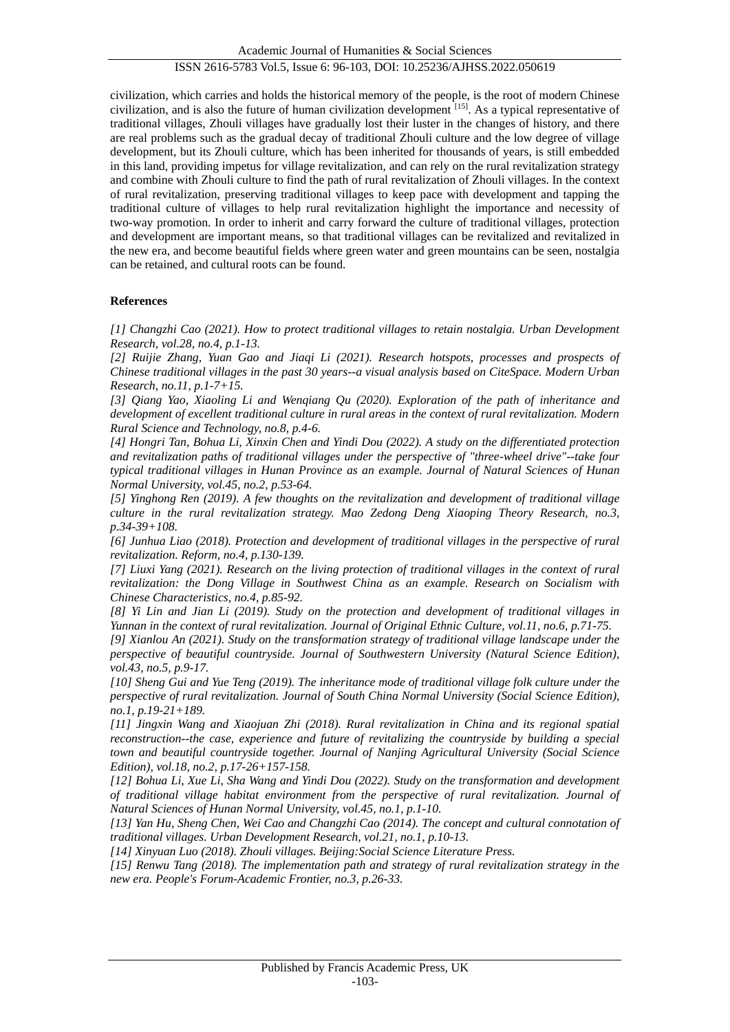civilization, which carries and holds the historical memory of the people, is the root of modern Chinese civilization, and is also the future of human civilization development [15]. As a typical representative of traditional villages, Zhouli villages have gradually lost their luster in the changes of history, and there are real problems such as the gradual decay of traditional Zhouli culture and the low degree of village development, but its Zhouli culture, which has been inherited for thousands of years, is still embedded in this land, providing impetus for village revitalization, and can rely on the rural revitalization strategy and combine with Zhouli culture to find the path of rural revitalization of Zhouli villages. In the context of rural revitalization, preserving traditional villages to keep pace with development and tapping the traditional culture of villages to help rural revitalization highlight the importance and necessity of two-way promotion. In order to inherit and carry forward the culture of traditional villages, protection and development are important means, so that traditional villages can be revitalized and revitalized in the new era, and become beautiful fields where green water and green mountains can be seen, nostalgia can be retained, and cultural roots can be found.

## References

*[1] Changzhi Cao (2021). How to protect traditional villages to retain nostalgia. Urban Development Research, vol.28, no.4, p.1-13.*

*[2] Ruijie Zhang, Yuan Gao and Jiaqi Li (2021). Research hotspots, processes and prospects of Chinese traditional villages in the past 30 years--a visual analysis based on CiteSpace. Modern Urban Research, no.11, p.1-7+15.*

*[3] Qiang Yao, Xiaoling Li and Wenqiang Qu (2020). Exploration of the path of inheritance and development of excellent traditional culture in rural areas in the context of rural revitalization. Modern Rural Science and Technology, no.8, p.4-6.*

*[4] Hongri Tan, Bohua Li, Xinxin Chen and Yindi Dou (2022). A study on the differentiated protection and revitalization paths of traditional villages under the perspective of "three-wheel drive"--take four typical traditional villages in Hunan Province as an example. Journal of Natural Sciences of Hunan Normal University, vol.45, no.2, p.53-64.*

*[5] Yinghong Ren (2019). A few thoughts on the revitalization and development of traditional village culture in the rural revitalization strategy. Mao Zedong Deng Xiaoping Theory Research, no.3, p.34-39+108.*

*[6] Junhua Liao (2018). Protection and development of traditional villages in the perspective of rural revitalization. Reform, no.4, p.130-139.*

*[7] Liuxi Yang (2021). Research on the living protection of traditional villages in the context of rural revitalization: the Dong Village in Southwest China as an example. Research on Socialism with Chinese Characteristics, no.4, p.85-92.*

*[8] Yi Lin and Jian Li (2019). Study on the protection and development of traditional villages in Yunnan in the context of rural revitalization. Journal of Original Ethnic Culture, vol.11, no.6, p.71-75.*

*[9] Xianlou An (2021). Study on the transformation strategy of traditional village landscape under the perspective of beautiful countryside. Journal of Southwestern University (Natural Science Edition), vol.43, no.5, p.9-17.*

*[10] Sheng Gui and Yue Teng (2019). The inheritance mode of traditional village folk culture under the perspective of rural revitalization. Journal of South China Normal University (Social Science Edition), no.1, p.19-21+189.*

*[11] Jingxin Wang and Xiaojuan Zhi (2018). Rural revitalization in China and its regional spatial reconstruction--the case, experience and future of revitalizing the countryside by building a special town and beautiful countryside together. Journal of Nanjing Agricultural University (Social Science Edition), vol.18, no.2, p.17-26+157-158.*

*[12] Bohua Li, Xue Li, Sha Wang and Yindi Dou (2022). Study on the transformation and development of traditional village habitat environment from the perspective of rural revitalization. Journal of Natural Sciences of Hunan Normal University, vol.45, no.1, p.1-10.*

*[13] Yan Hu, Sheng Chen, Wei Cao and Changzhi Cao (2014). The concept and cultural connotation of traditional villages. Urban Development Research, vol.21, no.1, p.10-13.*

*[14] Xinyuan Luo (2018). Zhouli villages. Beijing:Social Science Literature Press.*

*[15] Renwu Tang (2018). The implementation path and strategy of rural revitalization strategy in the new era. People's Forum-Academic Frontier, no.3, p.26-33.*